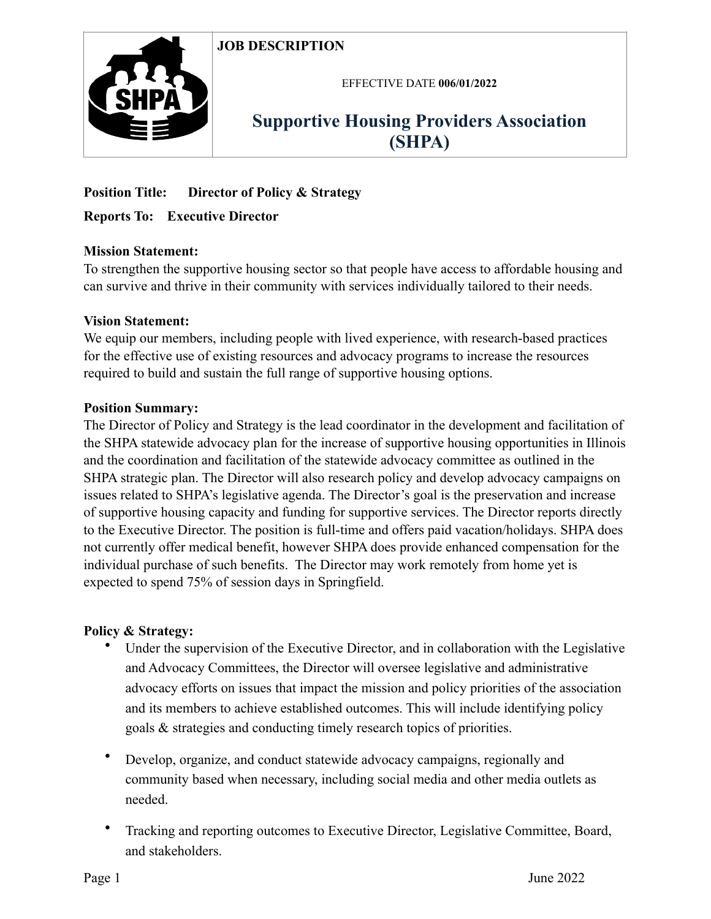**JOB DESCRIPTION**

EFFECTIVE DATE **006/01/2022**

# Supportive Housing Providers Association (SHPA)

**Position Title:** **Director of Policy & Strategy**

**Reports To:** **Executive Director**

**Mission Statement:**
To strengthen the supportive housing sector so that people have access to affordable housing and can survive and thrive in their community with services individually tailored to their needs.

**Vision Statement:**
We equip our members, including people with lived experience, with research-based practices for the effective use of existing resources and advocacy programs to increase the resources required to build and sustain the full range of supportive housing options.

**Position Summary:**
The Director of Policy and Strategy is the lead coordinator in the development and facilitation of the SHPA statewide advocacy plan for the increase of supportive housing opportunities in Illinois and the coordination and facilitation of the statewide advocacy committee as outlined in the SHPA strategic plan. The Director will also research policy and develop advocacy campaigns on issues related to SHPA's legislative agenda. The Director's goal is the preservation and increase of supportive housing capacity and funding for supportive services. The Director reports directly to the Executive Director. The position is full-time and offers paid vacation/holidays. SHPA does not currently offer medical benefit, however SHPA does provide enhanced compensation for the individual purchase of such benefits. The Director may work remotely from home yet is expected to spend 75% of session days in Springfield.

**Policy & Strategy:**

- Under the supervision of the Executive Director, and in collaboration with the Legislative and Advocacy Committees, the Director will oversee legislative and administrative advocacy efforts on issues that impact the mission and policy priorities of the association and its members to achieve established outcomes. This will include identifying policy goals & strategies and conducting timely research topics of priorities.
- Develop, organize, and conduct statewide advocacy campaigns, regionally and community based when necessary, including social media and other media outlets as needed.
- Tracking and reporting outcomes to Executive Director, Legislative Committee, Board, and stakeholders.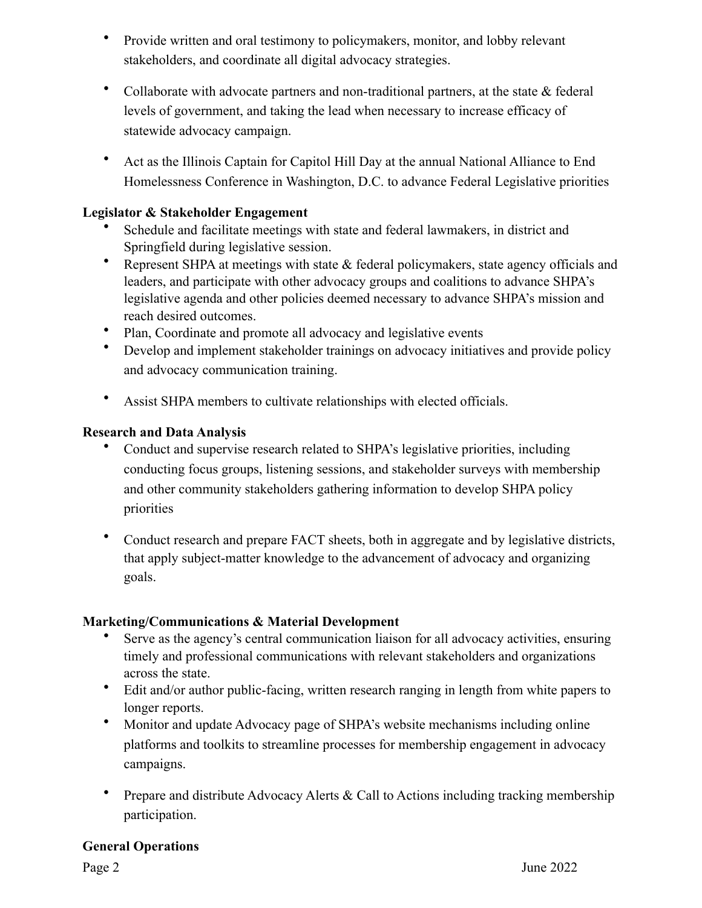- Provide written and oral testimony to policymakers, monitor, and lobby relevant stakeholders, and coordinate all digital advocacy strategies.
- Collaborate with advocate partners and non-traditional partners, at the state & federal levels of government, and taking the lead when necessary to increase efficacy of statewide advocacy campaign.
- Act as the Illinois Captain for Capitol Hill Day at the annual National Alliance to End Homelessness Conference in Washington, D.C. to advance Federal Legislative priorities

**Legislator & Stakeholder Engagement**

- Schedule and facilitate meetings with state and federal lawmakers, in district and Springfield during legislative session.
- Represent SHPA at meetings with state & federal policymakers, state agency officials and leaders, and participate with other advocacy groups and coalitions to advance SHPA's legislative agenda and other policies deemed necessary to advance SHPA's mission and reach desired outcomes.
- Plan, Coordinate and promote all advocacy and legislative events
- Develop and implement stakeholder trainings on advocacy initiatives and provide policy and advocacy communication training.
- Assist SHPA members to cultivate relationships with elected officials.

**Research and Data Analysis**

- Conduct and supervise research related to SHPA's legislative priorities, including conducting focus groups, listening sessions, and stakeholder surveys with membership and other community stakeholders gathering information to develop SHPA policy priorities
- Conduct research and prepare FACT sheets, both in aggregate and by legislative districts, that apply subject-matter knowledge to the advancement of advocacy and organizing goals.

**Marketing/Communications & Material Development**

- Serve as the agency's central communication liaison for all advocacy activities, ensuring timely and professional communications with relevant stakeholders and organizations across the state.
- Edit and/or author public-facing, written research ranging in length from white papers to longer reports.
- Monitor and update Advocacy page of SHPA's website mechanisms including online platforms and toolkits to streamline processes for membership engagement in advocacy campaigns.
- Prepare and distribute Advocacy Alerts & Call to Actions including tracking membership participation.

**General Operations**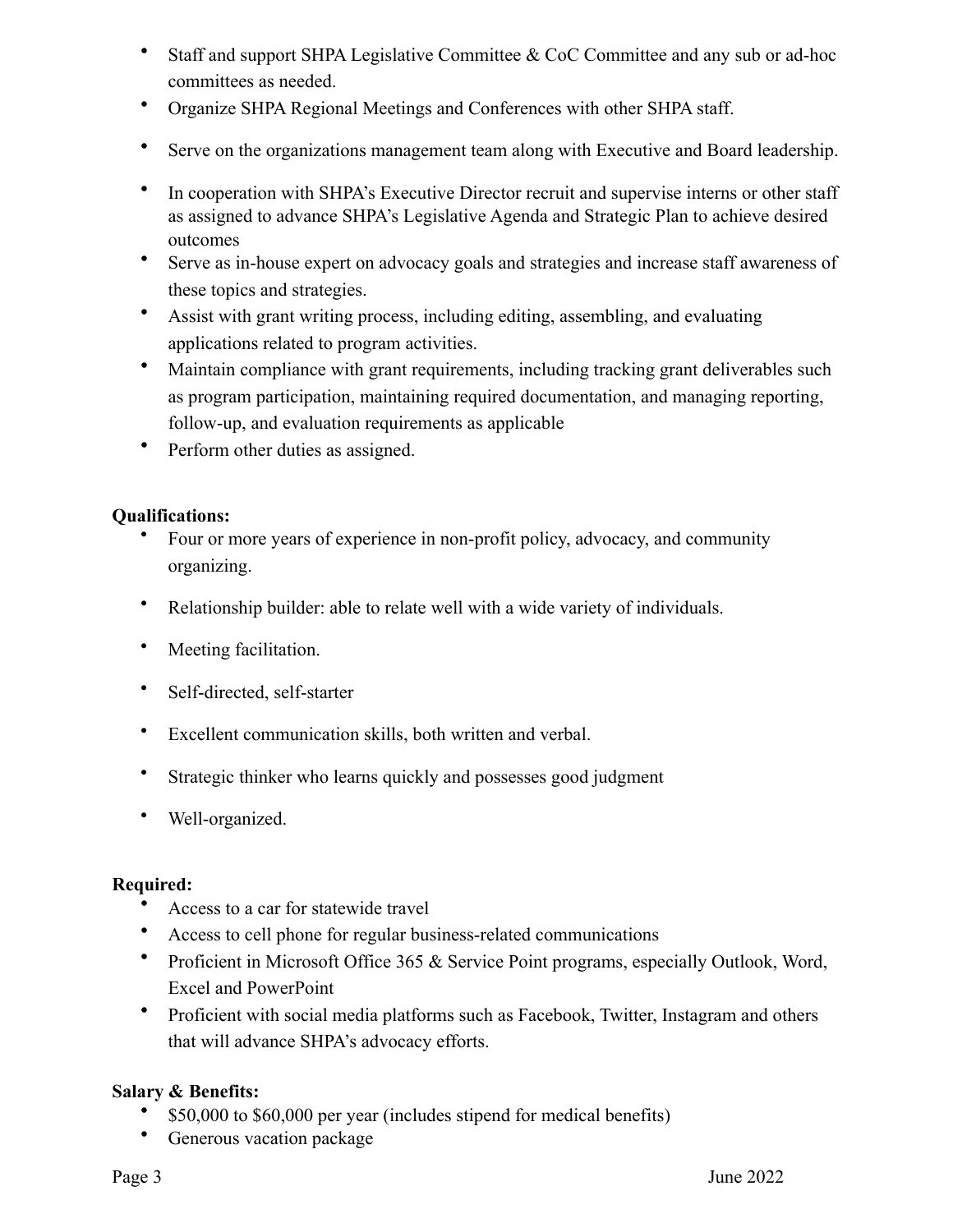- Staff and support SHPA Legislative Committee & CoC Committee and any sub or ad-hoc committees as needed.
- Organize SHPA Regional Meetings and Conferences with other SHPA staff.
- Serve on the organizations management team along with Executive and Board leadership.
- In cooperation with SHPA's Executive Director recruit and supervise interns or other staff as assigned to advance SHPA's Legislative Agenda and Strategic Plan to achieve desired outcomes
- Serve as in-house expert on advocacy goals and strategies and increase staff awareness of these topics and strategies.
- Assist with grant writing process, including editing, assembling, and evaluating applications related to program activities.
- Maintain compliance with grant requirements, including tracking grant deliverables such as program participation, maintaining required documentation, and managing reporting, follow-up, and evaluation requirements as applicable
- Perform other duties as assigned.

**Qualifications:**

- Four or more years of experience in non-profit policy, advocacy, and community organizing.
- Relationship builder: able to relate well with a wide variety of individuals.
- Meeting facilitation.
- Self-directed, self-starter
- Excellent communication skills, both written and verbal.
- Strategic thinker who learns quickly and possesses good judgment
- Well-organized.

**Required:**

- Access to a car for statewide travel
- Access to cell phone for regular business-related communications
- Proficient in Microsoft Office 365 & Service Point programs, especially Outlook, Word, Excel and PowerPoint
- Proficient with social media platforms such as Facebook, Twitter, Instagram and others that will advance SHPA's advocacy efforts.

**Salary & Benefits:**

- $50,000 to $60,000 per year (includes stipend for medical benefits)
- Generous vacation package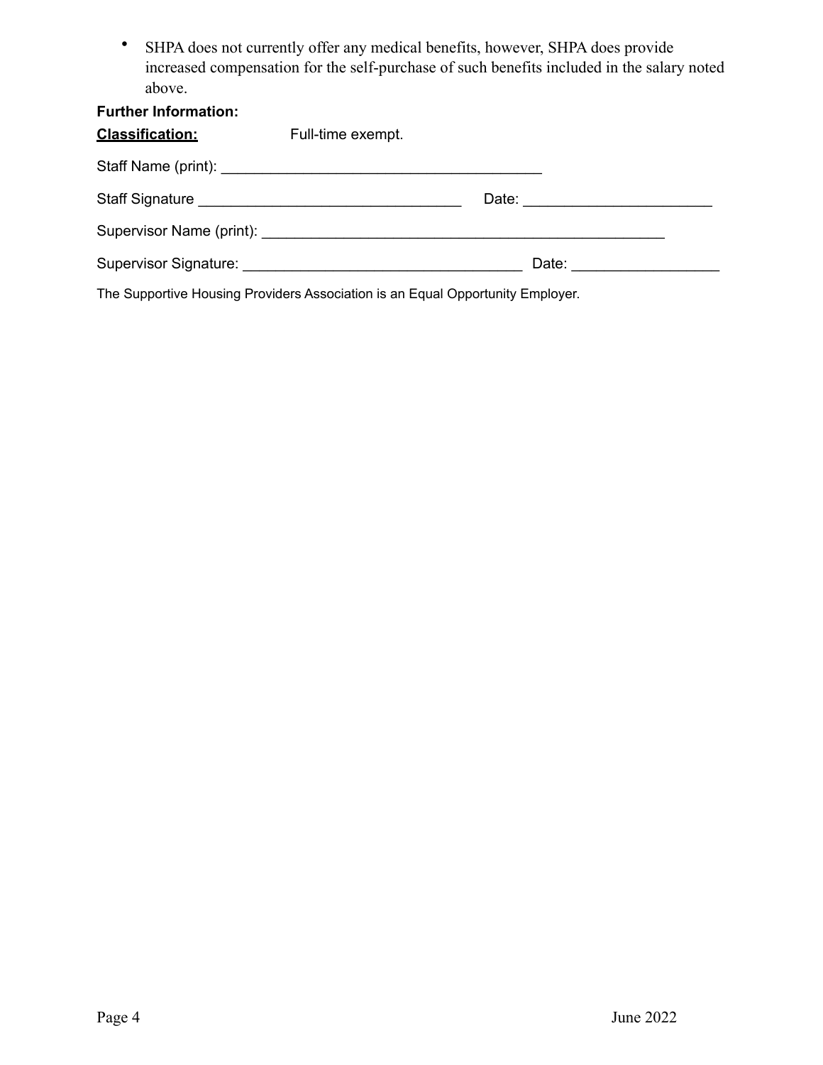- SHPA does not currently offer any medical benefits, however, SHPA does provide increased compensation for the self-purchase of such benefits included in the salary noted above.

**Further Information:**

**Classification:** Full-time exempt.

Staff Name (print): ________________________________________

Staff Signature ________________________________ Date: _______________________

Supervisor Name (print): ________________________________________________

Supervisor Signature: __________________________________ Date: __________________

The Supportive Housing Providers Association is an Equal Opportunity Employer.